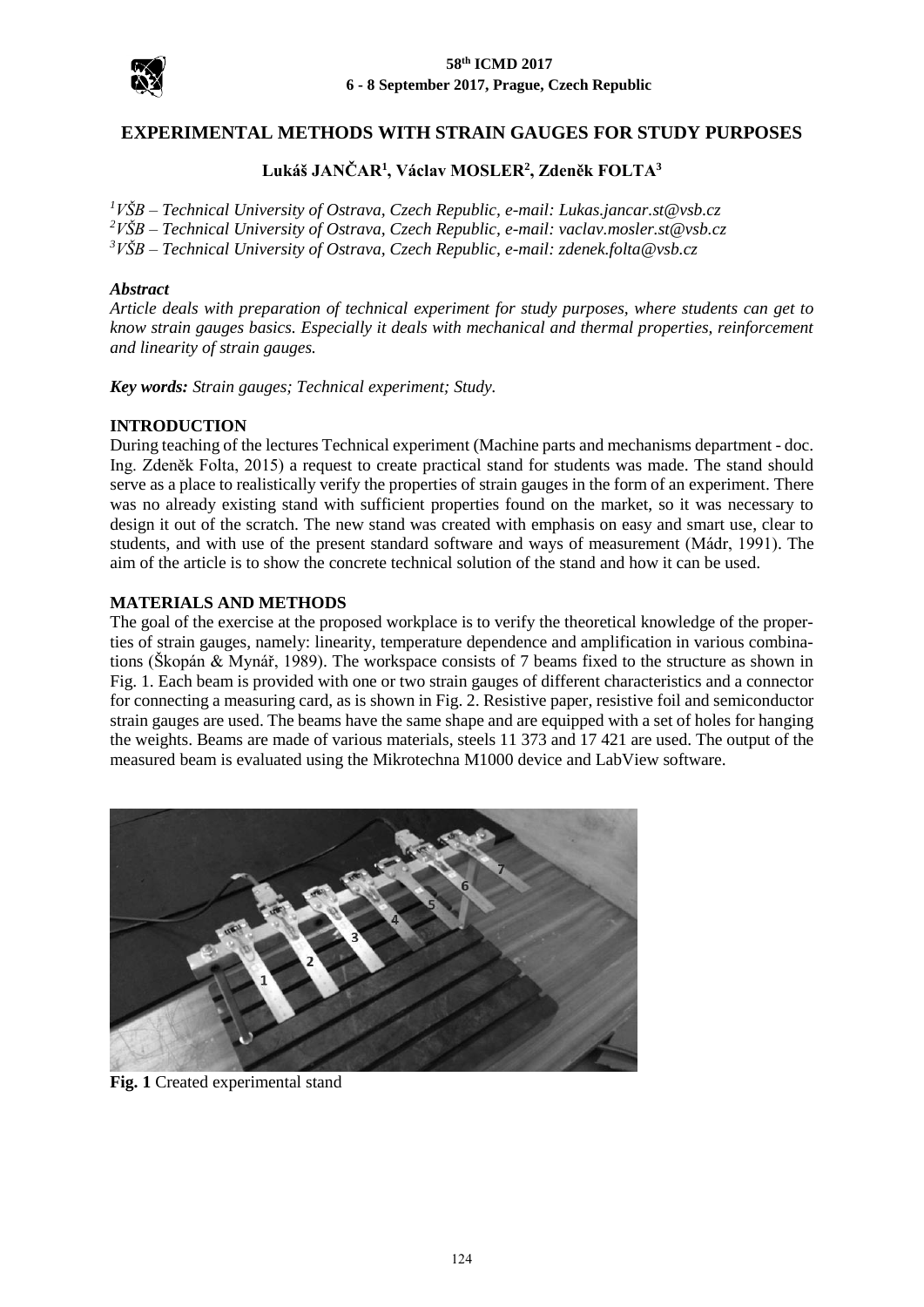# EXPERIMENTAL METHODS WITH STRAIN GAUGES FOR STUDY PURPOSES

**Lukáš JANČAR[1], Václav MOSLER[2], Zdeněk FOLTA[3]**

*[1]VŠB – Technical University of Ostrava, Czech Republic, e-mail: Lukas.jancar.st@vsb.cz*
*[2]VŠB – Technical University of Ostrava, Czech Republic, e-mail: vaclav.mosler.st@vsb.cz*
*[3]VŠB – Technical University of Ostrava, Czech Republic, e-mail: zdenek.folta@vsb.cz*

***Abstract***

*Article deals with preparation of technical experiment for study purposes, where students can get to know strain gauges basics. Especially it deals with mechanical and thermal properties, reinforcement and linearity of strain gauges.*

***Key words:*** *Strain gauges; Technical experiment; Study.*

## INTRODUCTION

During teaching of the lectures Technical experiment (Machine parts and mechanisms department - doc. Ing. Zdeněk Folta, 2015) a request to create practical stand for students was made. The stand should serve as a place to realistically verify the properties of strain gauges in the form of an experiment. There was no already existing stand with sufficient properties found on the market, so it was necessary to design it out of the scratch. The new stand was created with emphasis on easy and smart use, clear to students, and with use of the present standard software and ways of measurement (Mádr, 1991). The aim of the article is to show the concrete technical solution of the stand and how it can be used.

## MATERIALS AND METHODS

The goal of the exercise at the proposed workplace is to verify the theoretical knowledge of the properties of strain gauges, namely: linearity, temperature dependence and amplification in various combinations (Škopán & Mynář, 1989). The workspace consists of 7 beams fixed to the structure as shown in Fig. 1. Each beam is provided with one or two strain gauges of different characteristics and a connector for connecting a measuring card, as is shown in Fig. 2. Resistive paper, resistive foil and semiconductor strain gauges are used. The beams have the same shape and are equipped with a set of holes for hanging the weights. Beams are made of various materials, steels 11 373 and 17 421 are used. The output of the measured beam is evaluated using the Mikrotechna M1000 device and LabView software.

**Fig. 1** Created experimental stand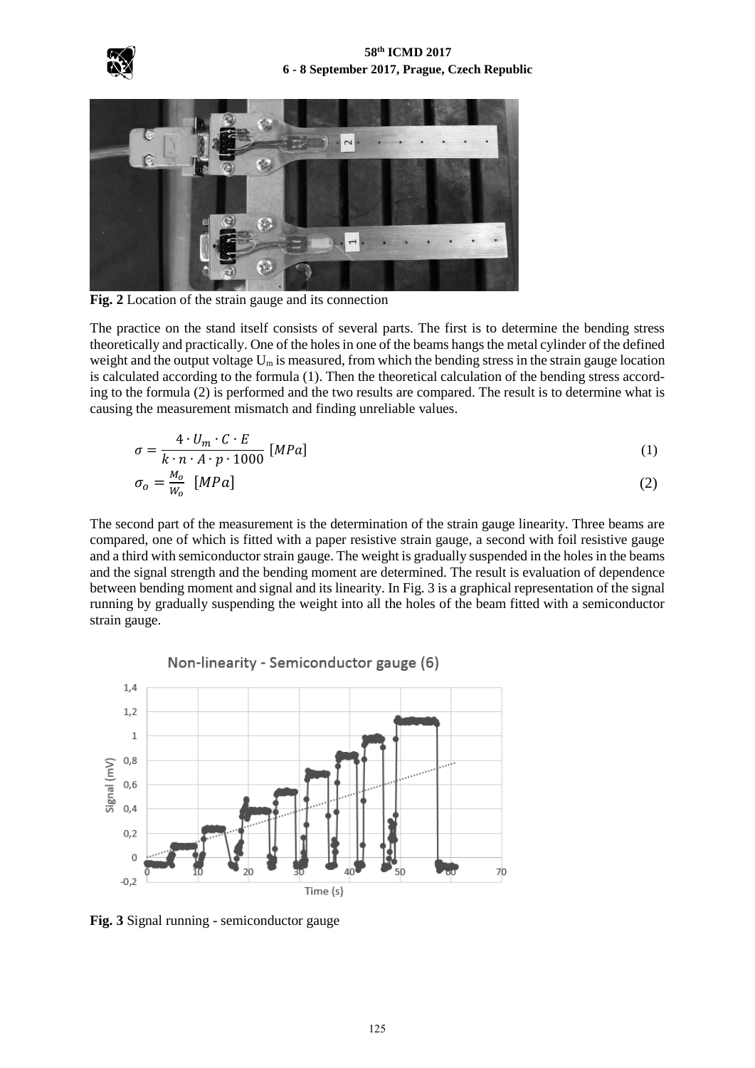**Fig. 2** Location of the strain gauge and its connection

The practice on the stand itself consists of several parts. The first is to determine the bending stress theoretically and practically. One of the holes in one of the beams hangs the metal cylinder of the defined weight and the output voltage $U_m$ is measured, from which the bending stress in the strain gauge location is calculated according to the formula (1). Then the theoretical calculation of the bending stress according to the formula (2) is performed and the two results are compared. The result is to determine what is causing the measurement mismatch and finding unreliable values.

$$\sigma = \frac{4 \cdot U_m \cdot C \cdot E}{k \cdot n \cdot A \cdot p \cdot 1000} \ [MPa] \tag{1}$$

$$\sigma_o = \frac{M_o}{W_o} \ [MPa] \tag{2}$$

The second part of the measurement is the determination of the strain gauge linearity. Three beams are compared, one of which is fitted with a paper resistive strain gauge, a second with foil resistive gauge and a third with semiconductor strain gauge. The weight is gradually suspended in the holes in the beams and the signal strength and the bending moment are determined. The result is evaluation of dependence between bending moment and signal and its linearity. In Fig. 3 is a graphical representation of the signal running by gradually suspending the weight into all the holes of the beam fitted with a semiconductor strain gauge.

**Fig. 3** Signal running - semiconductor gauge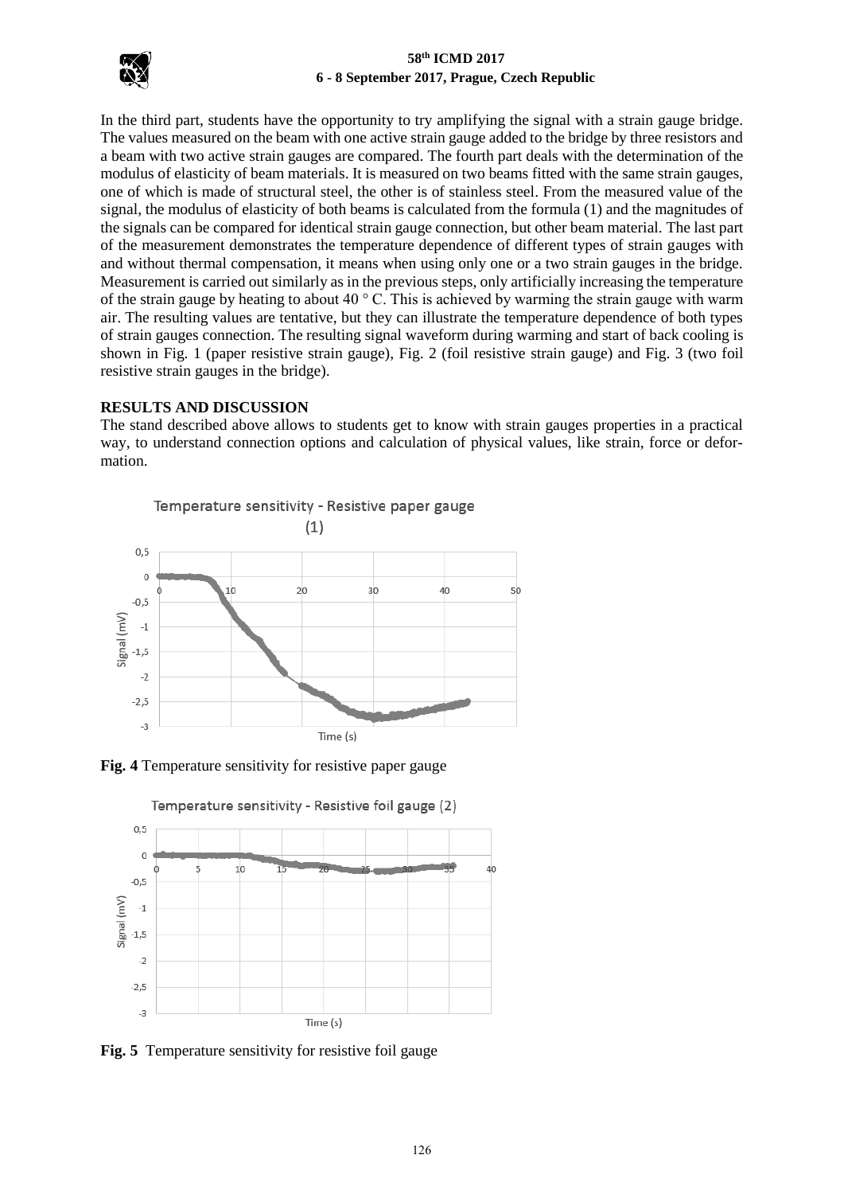In the third part, students have the opportunity to try amplifying the signal with a strain gauge bridge. The values measured on the beam with one active strain gauge added to the bridge by three resistors and a beam with two active strain gauges are compared. The fourth part deals with the determination of the modulus of elasticity of beam materials. It is measured on two beams fitted with the same strain gauges, one of which is made of structural steel, the other is of stainless steel. From the measured value of the signal, the modulus of elasticity of both beams is calculated from the formula (1) and the magnitudes of the signals can be compared for identical strain gauge connection, but other beam material. The last part of the measurement demonstrates the temperature dependence of different types of strain gauges with and without thermal compensation, it means when using only one or a two strain gauges in the bridge. Measurement is carried out similarly as in the previous steps, only artificially increasing the temperature of the strain gauge by heating to about 40 ° C. This is achieved by warming the strain gauge with warm air. The resulting values are tentative, but they can illustrate the temperature dependence of both types of strain gauges connection. The resulting signal waveform during warming and start of back cooling is shown in Fig. 1 (paper resistive strain gauge), Fig. 2 (foil resistive strain gauge) and Fig. 3 (two foil resistive strain gauges in the bridge).

## RESULTS AND DISCUSSION

The stand described above allows to students get to know with strain gauges properties in a practical way, to understand connection options and calculation of physical values, like strain, force or deformation.

**Fig. 4** Temperature sensitivity for resistive paper gauge

**Fig. 5** Temperature sensitivity for resistive foil gauge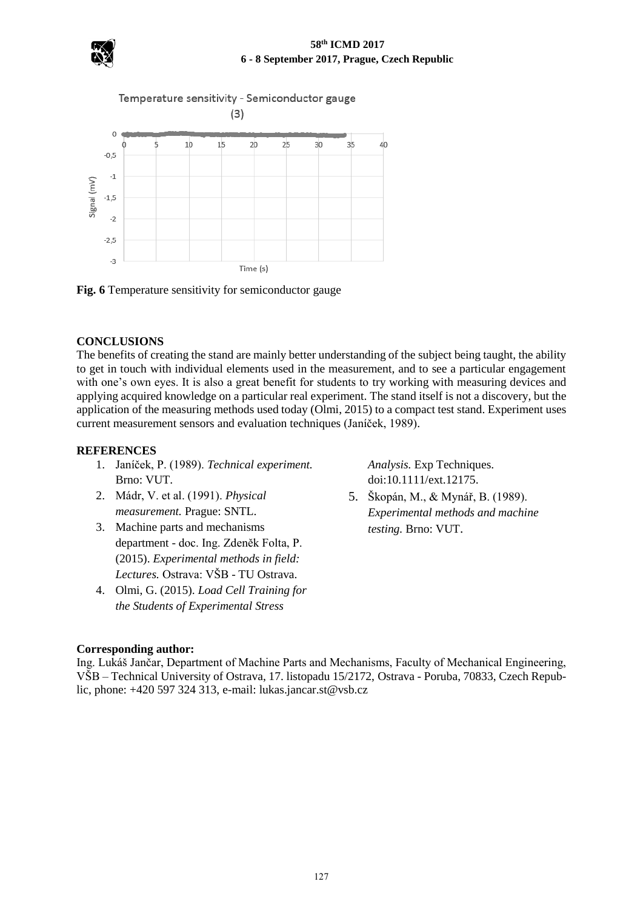Temperature sensitivity - Semiconductor gauge (3)

0
-0,5
-1
-1,5
-2
-2,5
-3

Signal (mV)

0 5 10 15 20 25 30 35 40

Time (s)

**Fig. 6** Temperature sensitivity for semiconductor gauge

## CONCLUSIONS

The benefits of creating the stand are mainly better understanding of the subject being taught, the ability to get in touch with individual elements used in the measurement, and to see a particular engagement with one's own eyes. It is also a great benefit for students to try working with measuring devices and applying acquired knowledge on a particular real experiment. The stand itself is not a discovery, but the application of the measuring methods used today (Olmi, 2015) to a compact test stand. Experiment uses current measurement sensors and evaluation techniques (Janíček, 1989).

## REFERENCES

1. Janíček, P. (1989). *Technical experiment.* Brno: VUT.
2. Mádr, V. et al. (1991). *Physical measurement.* Prague: SNTL.
3. Machine parts and mechanisms department - doc. Ing. Zdeněk Folta, P. (2015). *Experimental methods in field: Lectures.* Ostrava: VŠB - TU Ostrava.
4. Olmi, G. (2015). *Load Cell Training for the Students of Experimental Stress Analysis.* Exp Techniques. doi:10.1111/ext.12175.
5. Škopán, M., & Mynář, B. (1989). *Experimental methods and machine testing.* Brno: VUT.

**Corresponding author:**

Ing. Lukáš Jančar, Department of Machine Parts and Mechanisms, Faculty of Mechanical Engineering, VŠB – Technical University of Ostrava, 17. listopadu 15/2172, Ostrava - Poruba, 70833, Czech Republic, phone: +420 597 324 313, e-mail: lukas.jancar.st@vsb.cz